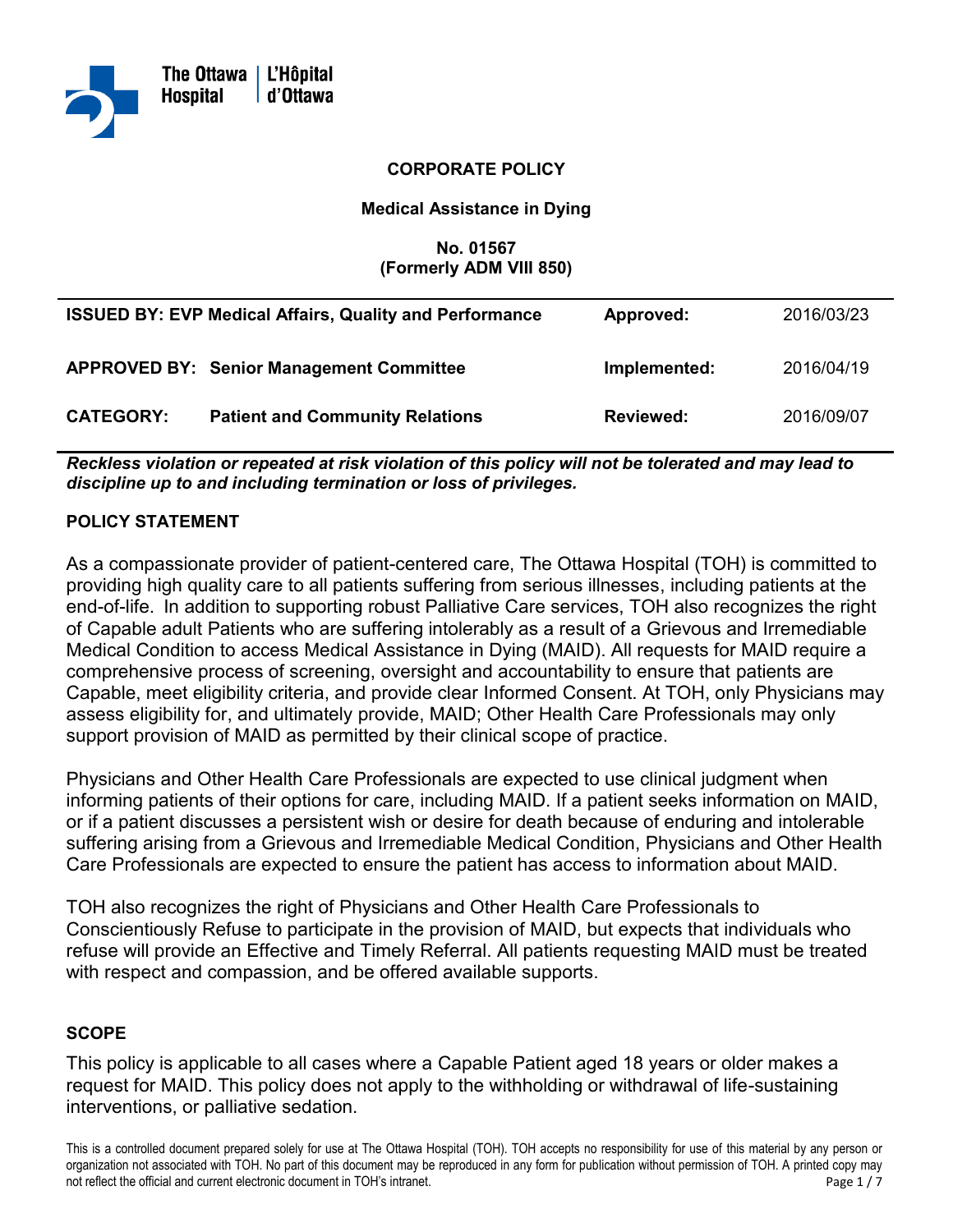The Ottawa Hospital | L'Hôpital d'Ottawa

**CORPORATE POLICY**

**Medical Assistance in Dying**

**No. 01567**
**(Formerly ADM VIII 850)**

| | | | |
|---|---|---|---|
| **ISSUED BY:** | **EVP Medical Affairs, Quality and Performance** | **Approved:** | 2016/03/23 |
| **APPROVED BY:** | **Senior Management Committee** | **Implemented:** | 2016/04/19 |
| **CATEGORY:** | **Patient and Community Relations** | **Reviewed:** | 2016/09/07 |

***Reckless violation or repeated at risk violation of this policy will not be tolerated and may lead to discipline up to and including termination or loss of privileges.***

## POLICY STATEMENT

As a compassionate provider of patient-centered care, The Ottawa Hospital (TOH) is committed to providing high quality care to all patients suffering from serious illnesses, including patients at the end-of-life. In addition to supporting robust Palliative Care services, TOH also recognizes the right of Capable adult Patients who are suffering intolerably as a result of a Grievous and Irremediable Medical Condition to access Medical Assistance in Dying (MAID). All requests for MAID require a comprehensive process of screening, oversight and accountability to ensure that patients are Capable, meet eligibility criteria, and provide clear Informed Consent. At TOH, only Physicians may assess eligibility for, and ultimately provide, MAID; Other Health Care Professionals may only support provision of MAID as permitted by their clinical scope of practice.

Physicians and Other Health Care Professionals are expected to use clinical judgment when informing patients of their options for care, including MAID. If a patient seeks information on MAID, or if a patient discusses a persistent wish or desire for death because of enduring and intolerable suffering arising from a Grievous and Irremediable Medical Condition, Physicians and Other Health Care Professionals are expected to ensure the patient has access to information about MAID.

TOH also recognizes the right of Physicians and Other Health Care Professionals to Conscientiously Refuse to participate in the provision of MAID, but expects that individuals who refuse will provide an Effective and Timely Referral. All patients requesting MAID must be treated with respect and compassion, and be offered available supports.

## SCOPE

This policy is applicable to all cases where a Capable Patient aged 18 years or older makes a request for MAID. This policy does not apply to the withholding or withdrawal of life-sustaining interventions, or palliative sedation.

This is a controlled document prepared solely for use at The Ottawa Hospital (TOH). TOH accepts no responsibility for use of this material by any person or organization not associated with TOH. No part of this document may be reproduced in any form for publication without permission of TOH. A printed copy may not reflect the official and current electronic document in TOH's intranet.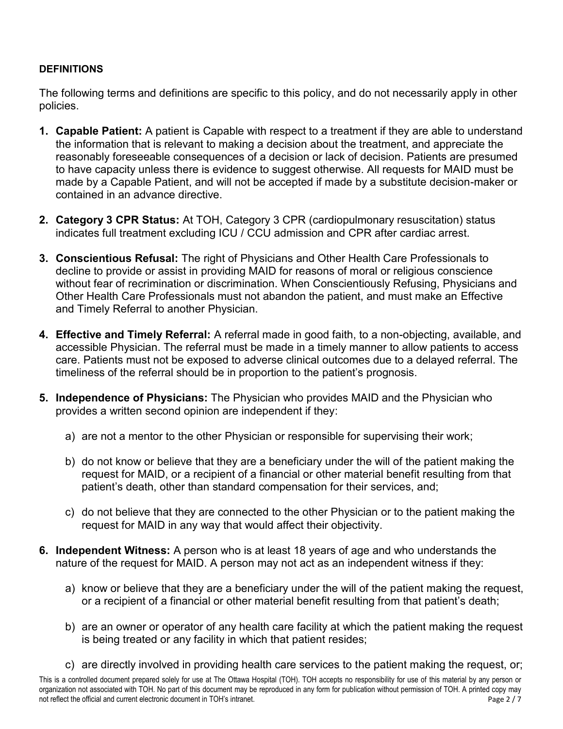**DEFINITIONS**

The following terms and definitions are specific to this policy, and do not necessarily apply in other policies.

1. **Capable Patient:** A patient is Capable with respect to a treatment if they are able to understand the information that is relevant to making a decision about the treatment, and appreciate the reasonably foreseeable consequences of a decision or lack of decision. Patients are presumed to have capacity unless there is evidence to suggest otherwise. All requests for MAID must be made by a Capable Patient, and will not be accepted if made by a substitute decision-maker or contained in an advance directive.

2. **Category 3 CPR Status:** At TOH, Category 3 CPR (cardiopulmonary resuscitation) status indicates full treatment excluding ICU / CCU admission and CPR after cardiac arrest.

3. **Conscientious Refusal:** The right of Physicians and Other Health Care Professionals to decline to provide or assist in providing MAID for reasons of moral or religious conscience without fear of recrimination or discrimination. When Conscientiously Refusing, Physicians and Other Health Care Professionals must not abandon the patient, and must make an Effective and Timely Referral to another Physician.

4. **Effective and Timely Referral:** A referral made in good faith, to a non-objecting, available, and accessible Physician. The referral must be made in a timely manner to allow patients to access care. Patients must not be exposed to adverse clinical outcomes due to a delayed referral. The timeliness of the referral should be in proportion to the patient's prognosis.

5. **Independence of Physicians:** The Physician who provides MAID and the Physician who provides a written second opinion are independent if they:

   a) are not a mentor to the other Physician or responsible for supervising their work;

   b) do not know or believe that they are a beneficiary under the will of the patient making the request for MAID, or a recipient of a financial or other material benefit resulting from that patient's death, other than standard compensation for their services, and;

   c) do not believe that they are connected to the other Physician or to the patient making the request for MAID in any way that would affect their objectivity.

6. **Independent Witness:** A person who is at least 18 years of age and who understands the nature of the request for MAID. A person may not act as an independent witness if they:

   a) know or believe that they are a beneficiary under the will of the patient making the request, or a recipient of a financial or other material benefit resulting from that patient's death;

   b) are an owner or operator of any health care facility at which the patient making the request is being treated or any facility in which that patient resides;

   c) are directly involved in providing health care services to the patient making the request, or;

This is a controlled document prepared solely for use at The Ottawa Hospital (TOH). TOH accepts no responsibility for use of this material by any person or organization not associated with TOH. No part of this document may be reproduced in any form for publication without permission of TOH. A printed copy may not reflect the official and current electronic document in TOH's intranet.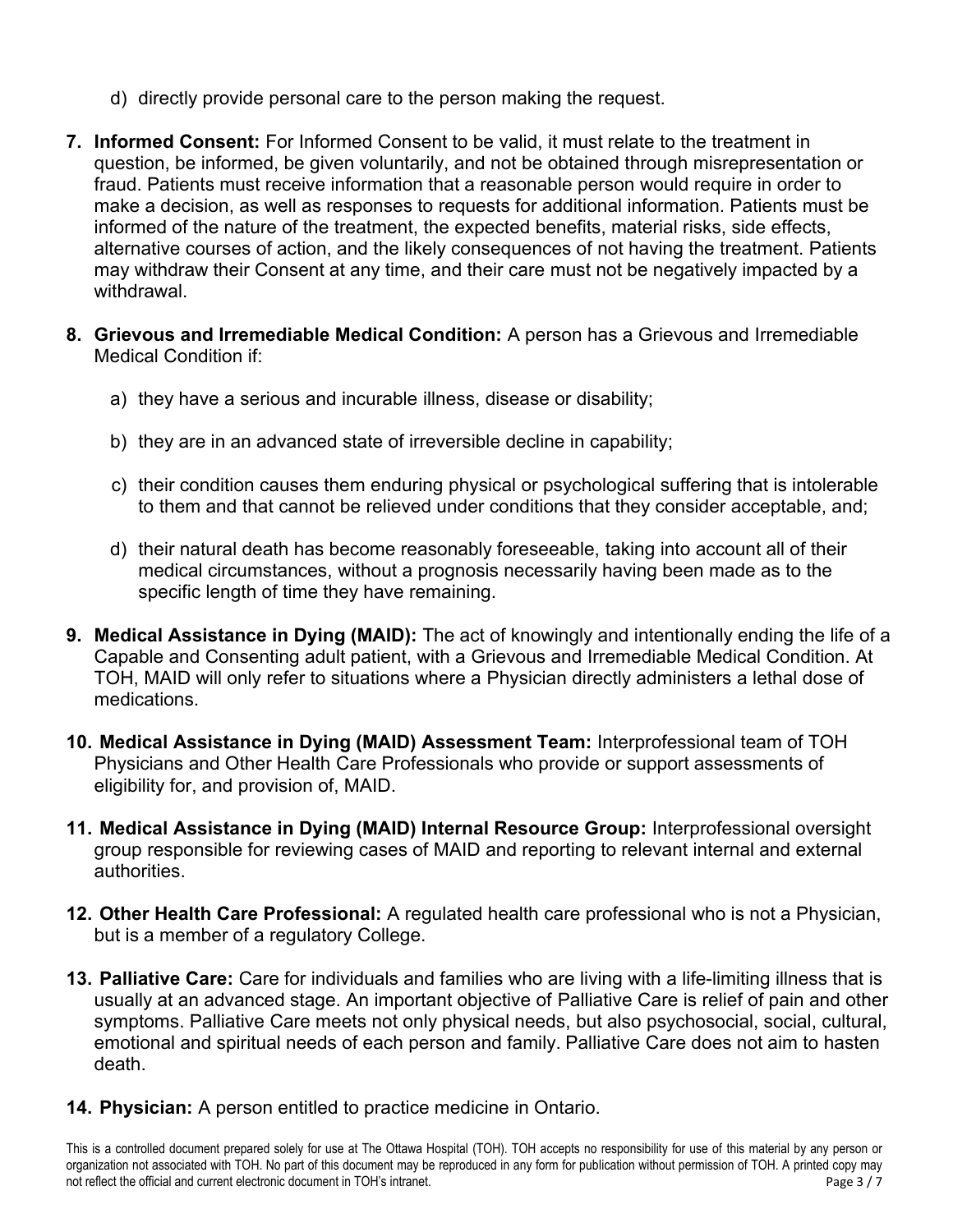d) directly provide personal care to the person making the request.

7. **Informed Consent:** For Informed Consent to be valid, it must relate to the treatment in question, be informed, be given voluntarily, and not be obtained through misrepresentation or fraud. Patients must receive information that a reasonable person would require in order to make a decision, as well as responses to requests for additional information. Patients must be informed of the nature of the treatment, the expected benefits, material risks, side effects, alternative courses of action, and the likely consequences of not having the treatment. Patients may withdraw their Consent at any time, and their care must not be negatively impacted by a withdrawal.

8. **Grievous and Irremediable Medical Condition:** A person has a Grievous and Irremediable Medical Condition if:

   a) they have a serious and incurable illness, disease or disability;

   b) they are in an advanced state of irreversible decline in capability;

   c) their condition causes them enduring physical or psychological suffering that is intolerable to them and that cannot be relieved under conditions that they consider acceptable, and;

   d) their natural death has become reasonably foreseeable, taking into account all of their medical circumstances, without a prognosis necessarily having been made as to the specific length of time they have remaining.

9. **Medical Assistance in Dying (MAID):** The act of knowingly and intentionally ending the life of a Capable and Consenting adult patient, with a Grievous and Irremediable Medical Condition. At TOH, MAID will only refer to situations where a Physician directly administers a lethal dose of medications.

10. **Medical Assistance in Dying (MAID) Assessment Team:** Interprofessional team of TOH Physicians and Other Health Care Professionals who provide or support assessments of eligibility for, and provision of, MAID.

11. **Medical Assistance in Dying (MAID) Internal Resource Group:** Interprofessional oversight group responsible for reviewing cases of MAID and reporting to relevant internal and external authorities.

12. **Other Health Care Professional:** A regulated health care professional who is not a Physician, but is a member of a regulatory College.

13. **Palliative Care:** Care for individuals and families who are living with a life-limiting illness that is usually at an advanced stage. An important objective of Palliative Care is relief of pain and other symptoms. Palliative Care meets not only physical needs, but also psychosocial, social, cultural, emotional and spiritual needs of each person and family. Palliative Care does not aim to hasten death.

14. **Physician:** A person entitled to practice medicine in Ontario.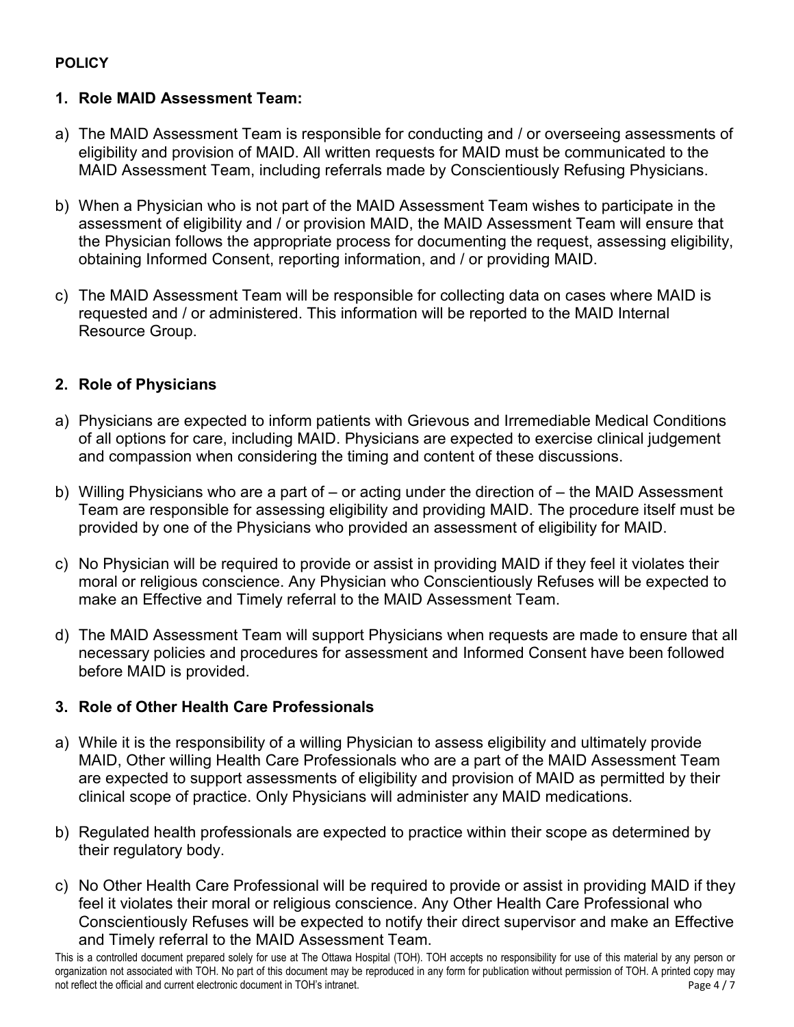**POLICY**

**1. Role MAID Assessment Team:**

a) The MAID Assessment Team is responsible for conducting and / or overseeing assessments of eligibility and provision of MAID. All written requests for MAID must be communicated to the MAID Assessment Team, including referrals made by Conscientiously Refusing Physicians.

b) When a Physician who is not part of the MAID Assessment Team wishes to participate in the assessment of eligibility and / or provision MAID, the MAID Assessment Team will ensure that the Physician follows the appropriate process for documenting the request, assessing eligibility, obtaining Informed Consent, reporting information, and / or providing MAID.

c) The MAID Assessment Team will be responsible for collecting data on cases where MAID is requested and / or administered. This information will be reported to the MAID Internal Resource Group.

**2. Role of Physicians**

a) Physicians are expected to inform patients with Grievous and Irremediable Medical Conditions of all options for care, including MAID. Physicians are expected to exercise clinical judgement and compassion when considering the timing and content of these discussions.

b) Willing Physicians who are a part of – or acting under the direction of – the MAID Assessment Team are responsible for assessing eligibility and providing MAID. The procedure itself must be provided by one of the Physicians who provided an assessment of eligibility for MAID.

c) No Physician will be required to provide or assist in providing MAID if they feel it violates their moral or religious conscience. Any Physician who Conscientiously Refuses will be expected to make an Effective and Timely referral to the MAID Assessment Team.

d) The MAID Assessment Team will support Physicians when requests are made to ensure that all necessary policies and procedures for assessment and Informed Consent have been followed before MAID is provided.

**3. Role of Other Health Care Professionals**

a) While it is the responsibility of a willing Physician to assess eligibility and ultimately provide MAID, Other willing Health Care Professionals who are a part of the MAID Assessment Team are expected to support assessments of eligibility and provision of MAID as permitted by their clinical scope of practice. Only Physicians will administer any MAID medications.

b) Regulated health professionals are expected to practice within their scope as determined by their regulatory body.

c) No Other Health Care Professional will be required to provide or assist in providing MAID if they feel it violates their moral or religious conscience. Any Other Health Care Professional who Conscientiously Refuses will be expected to notify their direct supervisor and make an Effective and Timely referral to the MAID Assessment Team.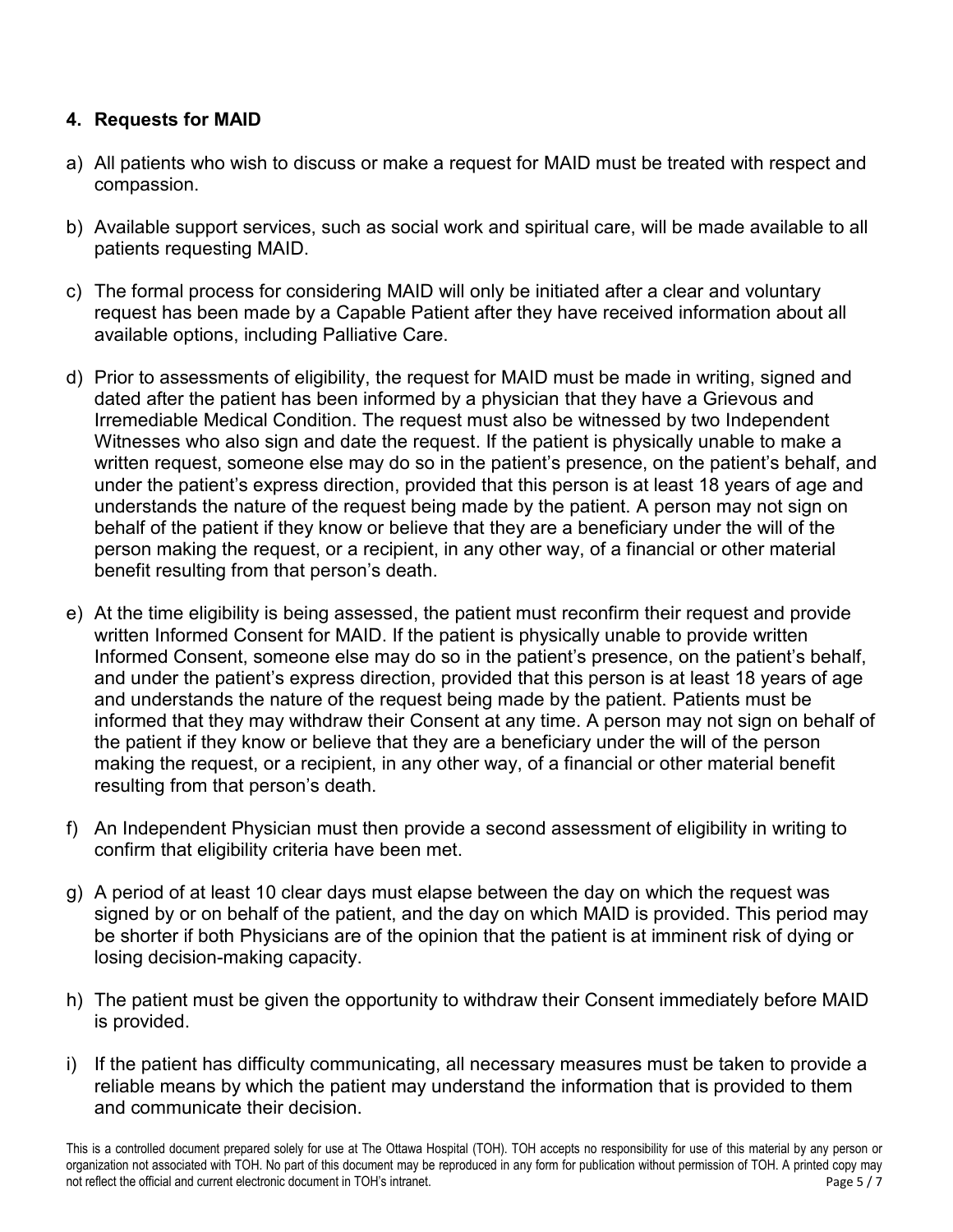## 4. Requests for MAID

a) All patients who wish to discuss or make a request for MAID must be treated with respect and compassion.

b) Available support services, such as social work and spiritual care, will be made available to all patients requesting MAID.

c) The formal process for considering MAID will only be initiated after a clear and voluntary request has been made by a Capable Patient after they have received information about all available options, including Palliative Care.

d) Prior to assessments of eligibility, the request for MAID must be made in writing, signed and dated after the patient has been informed by a physician that they have a Grievous and Irremediable Medical Condition. The request must also be witnessed by two Independent Witnesses who also sign and date the request. If the patient is physically unable to make a written request, someone else may do so in the patient's presence, on the patient's behalf, and under the patient's express direction, provided that this person is at least 18 years of age and understands the nature of the request being made by the patient. A person may not sign on behalf of the patient if they know or believe that they are a beneficiary under the will of the person making the request, or a recipient, in any other way, of a financial or other material benefit resulting from that person's death.

e) At the time eligibility is being assessed, the patient must reconfirm their request and provide written Informed Consent for MAID. If the patient is physically unable to provide written Informed Consent, someone else may do so in the patient's presence, on the patient's behalf, and under the patient's express direction, provided that this person is at least 18 years of age and understands the nature of the request being made by the patient. Patients must be informed that they may withdraw their Consent at any time. A person may not sign on behalf of the patient if they know or believe that they are a beneficiary under the will of the person making the request, or a recipient, in any other way, of a financial or other material benefit resulting from that person's death.

f) An Independent Physician must then provide a second assessment of eligibility in writing to confirm that eligibility criteria have been met.

g) A period of at least 10 clear days must elapse between the day on which the request was signed by or on behalf of the patient, and the day on which MAID is provided. This period may be shorter if both Physicians are of the opinion that the patient is at imminent risk of dying or losing decision-making capacity.

h) The patient must be given the opportunity to withdraw their Consent immediately before MAID is provided.

i) If the patient has difficulty communicating, all necessary measures must be taken to provide a reliable means by which the patient may understand the information that is provided to them and communicate their decision.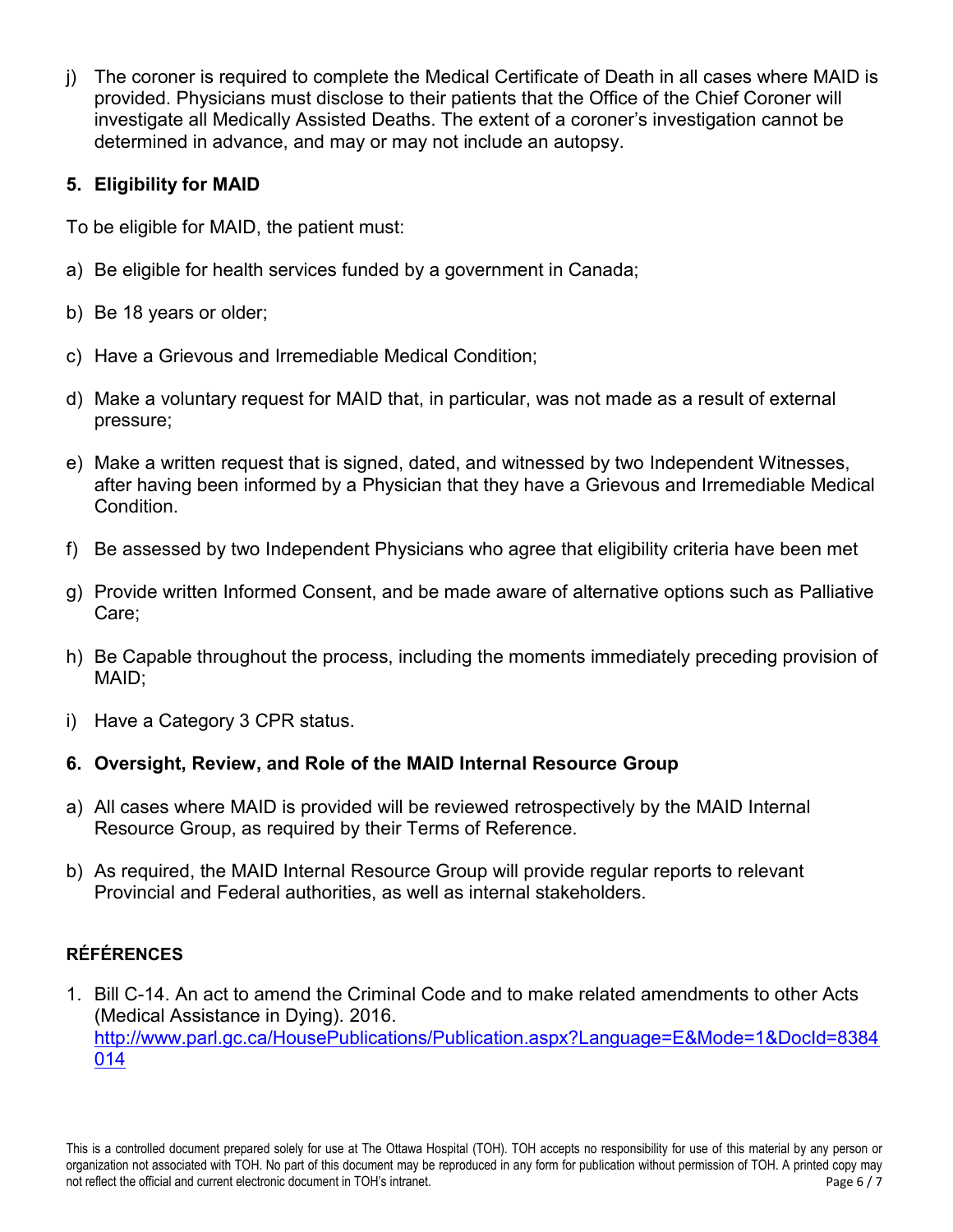j) The coroner is required to complete the Medical Certificate of Death in all cases where MAID is provided. Physicians must disclose to their patients that the Office of the Chief Coroner will investigate all Medically Assisted Deaths. The extent of a coroner's investigation cannot be determined in advance, and may or may not include an autopsy.

## 5. Eligibility for MAID

To be eligible for MAID, the patient must:

a) Be eligible for health services funded by a government in Canada;

b) Be 18 years or older;

c) Have a Grievous and Irremediable Medical Condition;

d) Make a voluntary request for MAID that, in particular, was not made as a result of external pressure;

e) Make a written request that is signed, dated, and witnessed by two Independent Witnesses, after having been informed by a Physician that they have a Grievous and Irremediable Medical Condition.

f) Be assessed by two Independent Physicians who agree that eligibility criteria have been met

g) Provide written Informed Consent, and be made aware of alternative options such as Palliative Care;

h) Be Capable throughout the process, including the moments immediately preceding provision of MAID;

i) Have a Category 3 CPR status.

## 6. Oversight, Review, and Role of the MAID Internal Resource Group

a) All cases where MAID is provided will be reviewed retrospectively by the MAID Internal Resource Group, as required by their Terms of Reference.

b) As required, the MAID Internal Resource Group will provide regular reports to relevant Provincial and Federal authorities, as well as internal stakeholders.

## RÉFÉRENCES

1. Bill C-14. An act to amend the Criminal Code and to make related amendments to other Acts (Medical Assistance in Dying). 2016. http://www.parl.gc.ca/HousePublications/Publication.aspx?Language=E&Mode=1&DocId=8384014

This is a controlled document prepared solely for use at The Ottawa Hospital (TOH). TOH accepts no responsibility for use of this material by any person or organization not associated with TOH. No part of this document may be reproduced in any form for publication without permission of TOH. A printed copy may not reflect the official and current electronic document in TOH's intranet.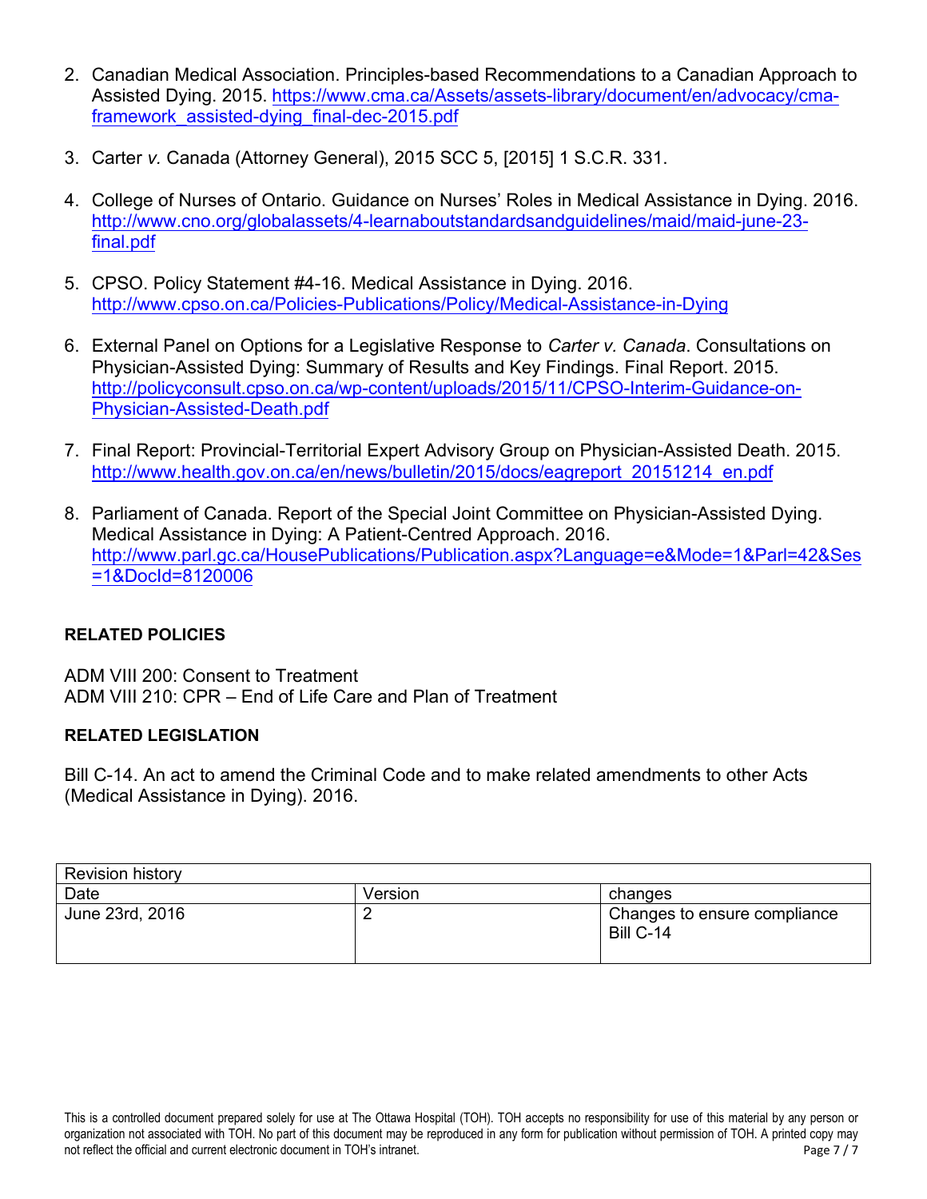2. Canadian Medical Association. Principles-based Recommendations to a Canadian Approach to Assisted Dying. 2015. https://www.cma.ca/Assets/assets-library/document/en/advocacy/cma-framework_assisted-dying_final-dec-2015.pdf

3. Carter *v.* Canada (Attorney General), 2015 SCC 5, [2015] 1 S.C.R. 331.

4. College of Nurses of Ontario. Guidance on Nurses' Roles in Medical Assistance in Dying. 2016. http://www.cno.org/globalassets/4-learnaboutstandardsandguidelines/maid/maid-june-23-final.pdf

5. CPSO. Policy Statement #4-16. Medical Assistance in Dying. 2016. http://www.cpso.on.ca/Policies-Publications/Policy/Medical-Assistance-in-Dying

6. External Panel on Options for a Legislative Response to *Carter v. Canada*. Consultations on Physician-Assisted Dying: Summary of Results and Key Findings. Final Report. 2015. http://policyconsult.cpso.on.ca/wp-content/uploads/2015/11/CPSO-Interim-Guidance-on-Physician-Assisted-Death.pdf

7. Final Report: Provincial-Territorial Expert Advisory Group on Physician-Assisted Death. 2015. http://www.health.gov.on.ca/en/news/bulletin/2015/docs/eagreport_20151214_en.pdf

8. Parliament of Canada. Report of the Special Joint Committee on Physician-Assisted Dying. Medical Assistance in Dying: A Patient-Centred Approach. 2016. http://www.parl.gc.ca/HousePublications/Publication.aspx?Language=e&Mode=1&Parl=42&Ses=1&DocId=8120006

**RELATED POLICIES**

ADM VIII 200: Consent to Treatment
ADM VIII 210: CPR – End of Life Care and Plan of Treatment

**RELATED LEGISLATION**

Bill C-14. An act to amend the Criminal Code and to make related amendments to other Acts (Medical Assistance in Dying). 2016.

| Revision history | | |
|---|---|---|
| Date | Version | changes |
| June 23rd, 2016 | 2 | Changes to ensure compliance Bill C-14 |

This is a controlled document prepared solely for use at The Ottawa Hospital (TOH). TOH accepts no responsibility for use of this material by any person or organization not associated with TOH. No part of this document may be reproduced in any form for publication without permission of TOH. A printed copy may not reflect the official and current electronic document in TOH's intranet.